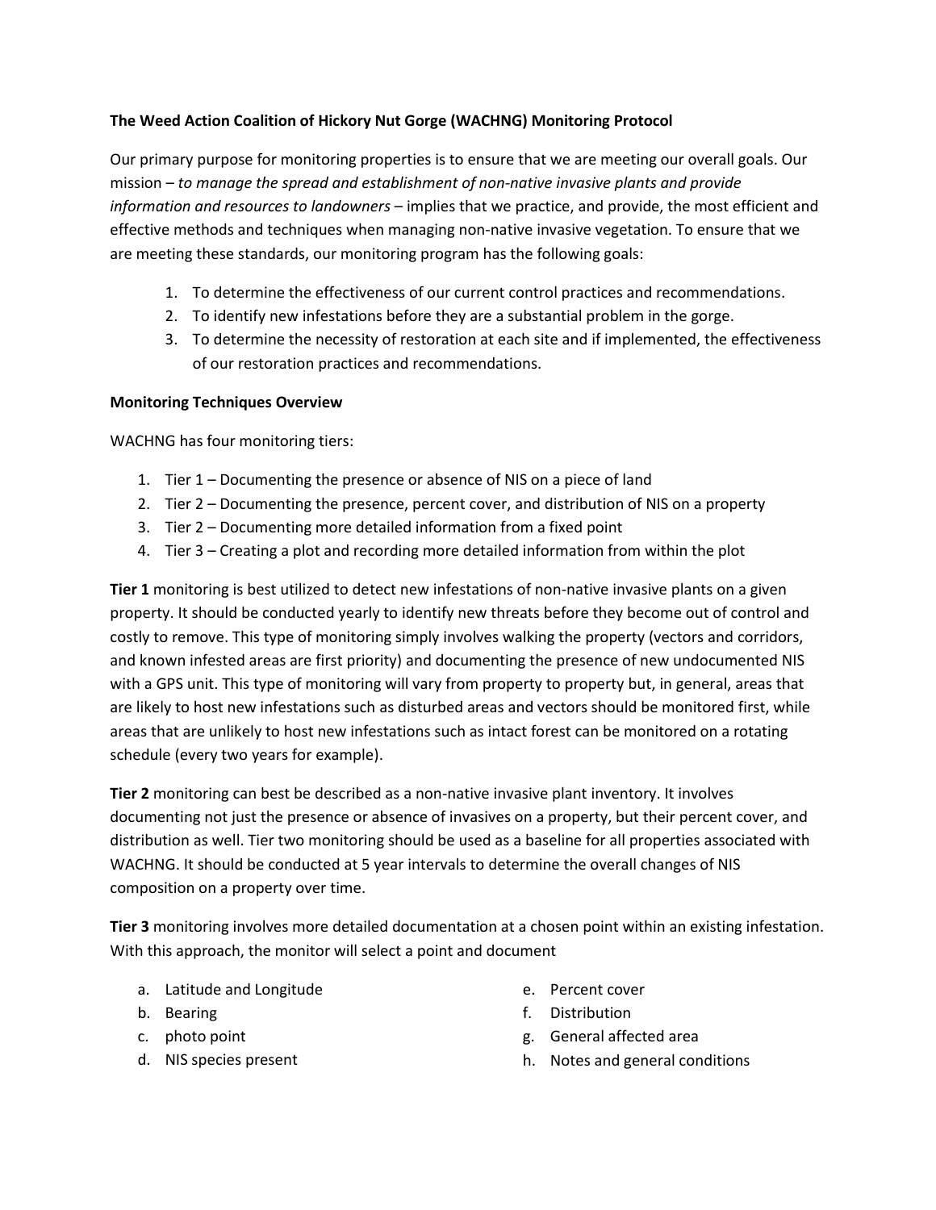**The Weed Action Coalition of Hickory Nut Gorge (WACHNG) Monitoring Protocol**

Our primary purpose for monitoring properties is to ensure that we are meeting our overall goals. Our mission – *to manage the spread and establishment of non-native invasive plants and provide information and resources to landowners* – implies that we practice, and provide, the most efficient and effective methods and techniques when managing non-native invasive vegetation. To ensure that we are meeting these standards, our monitoring program has the following goals:

1. To determine the effectiveness of our current control practices and recommendations.
2. To identify new infestations before they are a substantial problem in the gorge.
3. To determine the necessity of restoration at each site and if implemented, the effectiveness of our restoration practices and recommendations.

**Monitoring Techniques Overview**

WACHNG has four monitoring tiers:

1. Tier 1 – Documenting the presence or absence of NIS on a piece of land
2. Tier 2 – Documenting the presence, percent cover, and distribution of NIS on a property
3. Tier 2 – Documenting more detailed information from a fixed point
4. Tier 3 – Creating a plot and recording more detailed information from within the plot

**Tier 1** monitoring is best utilized to detect new infestations of non-native invasive plants on a given property. It should be conducted yearly to identify new threats before they become out of control and costly to remove. This type of monitoring simply involves walking the property (vectors and corridors, and known infested areas are first priority) and documenting the presence of new undocumented NIS with a GPS unit. This type of monitoring will vary from property to property but, in general, areas that are likely to host new infestations such as disturbed areas and vectors should be monitored first, while areas that are unlikely to host new infestations such as intact forest can be monitored on a rotating schedule (every two years for example).

**Tier 2** monitoring can best be described as a non-native invasive plant inventory. It involves documenting not just the presence or absence of invasives on a property, but their percent cover, and distribution as well. Tier two monitoring should be used as a baseline for all properties associated with WACHNG. It should be conducted at 5 year intervals to determine the overall changes of NIS composition on a property over time.

**Tier 3** monitoring involves more detailed documentation at a chosen point within an existing infestation. With this approach, the monitor will select a point and document

a. Latitude and Longitude
b. Bearing
c. photo point
d. NIS species present
e. Percent cover
f. Distribution
g. General affected area
h. Notes and general conditions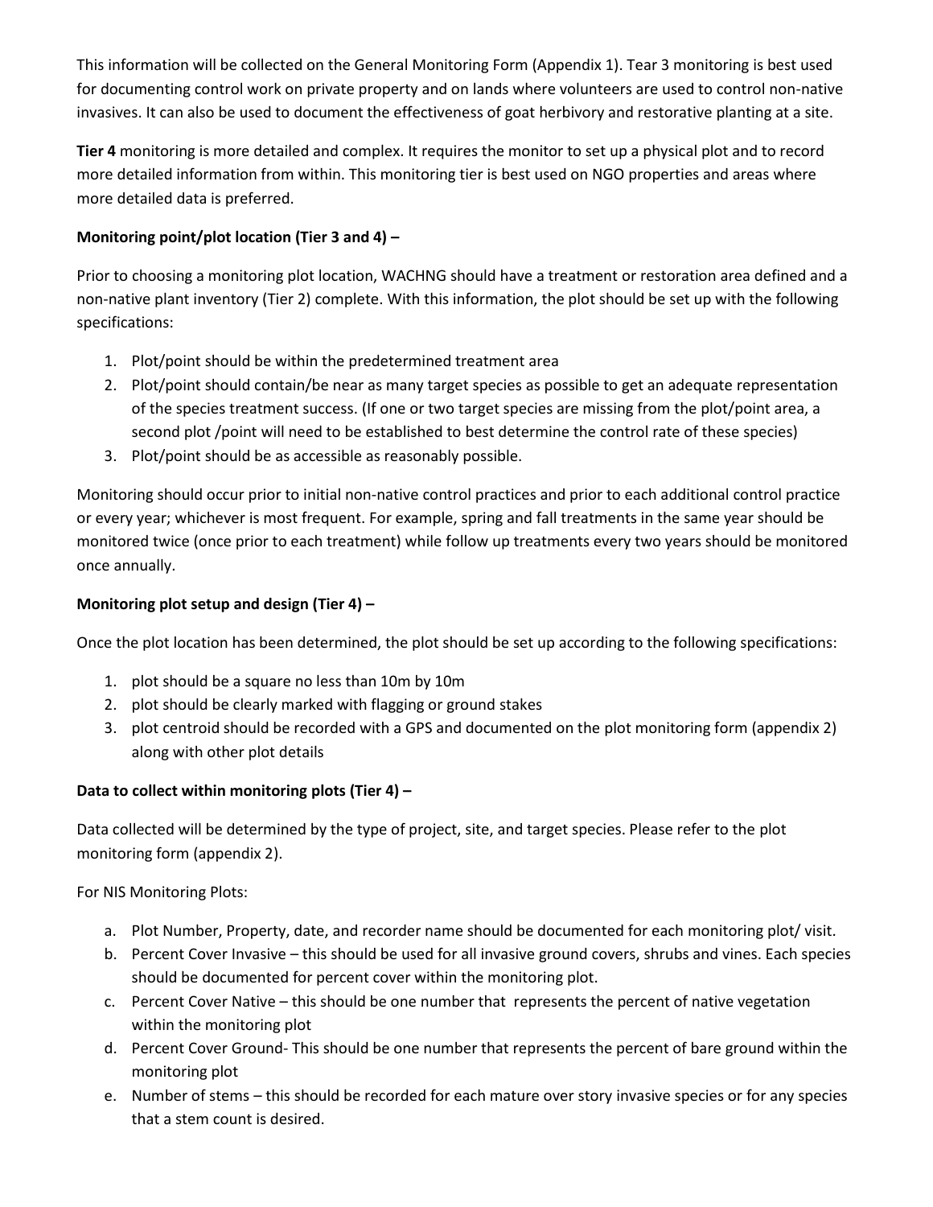This information will be collected on the General Monitoring Form (Appendix 1). Tear 3 monitoring is best used for documenting control work on private property and on lands where volunteers are used to control non-native invasives. It can also be used to document the effectiveness of goat herbivory and restorative planting at a site.

**Tier 4** monitoring is more detailed and complex. It requires the monitor to set up a physical plot and to record more detailed information from within. This monitoring tier is best used on NGO properties and areas where more detailed data is preferred.

**Monitoring point/plot location (Tier 3 and 4) –**

Prior to choosing a monitoring plot location, WACHNG should have a treatment or restoration area defined and a non-native plant inventory (Tier 2) complete. With this information, the plot should be set up with the following specifications:

1. Plot/point should be within the predetermined treatment area
2. Plot/point should contain/be near as many target species as possible to get an adequate representation of the species treatment success. (If one or two target species are missing from the plot/point area, a second plot /point will need to be established to best determine the control rate of these species)
3. Plot/point should be as accessible as reasonably possible.

Monitoring should occur prior to initial non-native control practices and prior to each additional control practice or every year; whichever is most frequent. For example, spring and fall treatments in the same year should be monitored twice (once prior to each treatment) while follow up treatments every two years should be monitored once annually.

**Monitoring plot setup and design (Tier 4) –**

Once the plot location has been determined, the plot should be set up according to the following specifications:

1. plot should be a square no less than 10m by 10m
2. plot should be clearly marked with flagging or ground stakes
3. plot centroid should be recorded with a GPS and documented on the plot monitoring form (appendix 2) along with other plot details

**Data to collect within monitoring plots (Tier 4) –**

Data collected will be determined by the type of project, site, and target species. Please refer to the plot monitoring form (appendix 2).

For NIS Monitoring Plots:

a. Plot Number, Property, date, and recorder name should be documented for each monitoring plot/ visit.
b. Percent Cover Invasive – this should be used for all invasive ground covers, shrubs and vines. Each species should be documented for percent cover within the monitoring plot.
c. Percent Cover Native – this should be one number that represents the percent of native vegetation within the monitoring plot
d. Percent Cover Ground- This should be one number that represents the percent of bare ground within the monitoring plot
e. Number of stems – this should be recorded for each mature over story invasive species or for any species that a stem count is desired.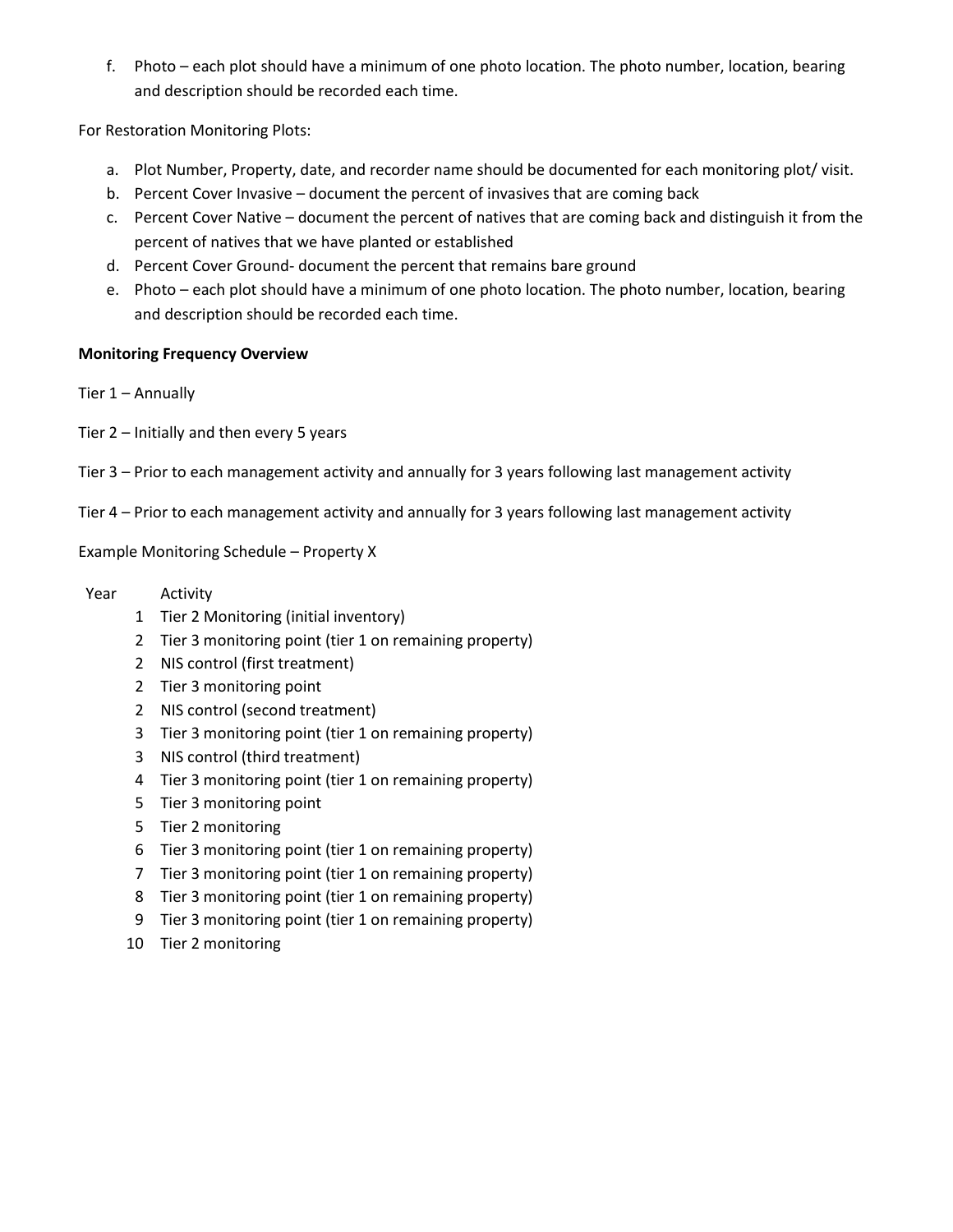f. Photo – each plot should have a minimum of one photo location. The photo number, location, bearing and description should be recorded each time.

For Restoration Monitoring Plots:

a. Plot Number, Property, date, and recorder name should be documented for each monitoring plot/ visit.
b. Percent Cover Invasive – document the percent of invasives that are coming back
c. Percent Cover Native – document the percent of natives that are coming back and distinguish it from the percent of natives that we have planted or established
d. Percent Cover Ground- document the percent that remains bare ground
e. Photo – each plot should have a minimum of one photo location. The photo number, location, bearing and description should be recorded each time.

**Monitoring Frequency Overview**

Tier 1 – Annually

Tier 2 – Initially and then every 5 years

Tier 3 – Prior to each management activity and annually for 3 years following last management activity

Tier 4 – Prior to each management activity and annually for 3 years following last management activity

Example Monitoring Schedule – Property X

| Year | Activity |
|---|---|
| 1 | Tier 2 Monitoring (initial inventory) |
| 2 | Tier 3 monitoring point (tier 1 on remaining property) |
| 2 | NIS control (first treatment) |
| 2 | Tier 3 monitoring point |
| 2 | NIS control (second treatment) |
| 3 | Tier 3 monitoring point (tier 1 on remaining property) |
| 3 | NIS control (third treatment) |
| 4 | Tier 3 monitoring point (tier 1 on remaining property) |
| 5 | Tier 3 monitoring point |
| 5 | Tier 2 monitoring |
| 6 | Tier 3 monitoring point (tier 1 on remaining property) |
| 7 | Tier 3 monitoring point (tier 1 on remaining property) |
| 8 | Tier 3 monitoring point (tier 1 on remaining property) |
| 9 | Tier 3 monitoring point (tier 1 on remaining property) |
| 10 | Tier 2 monitoring |